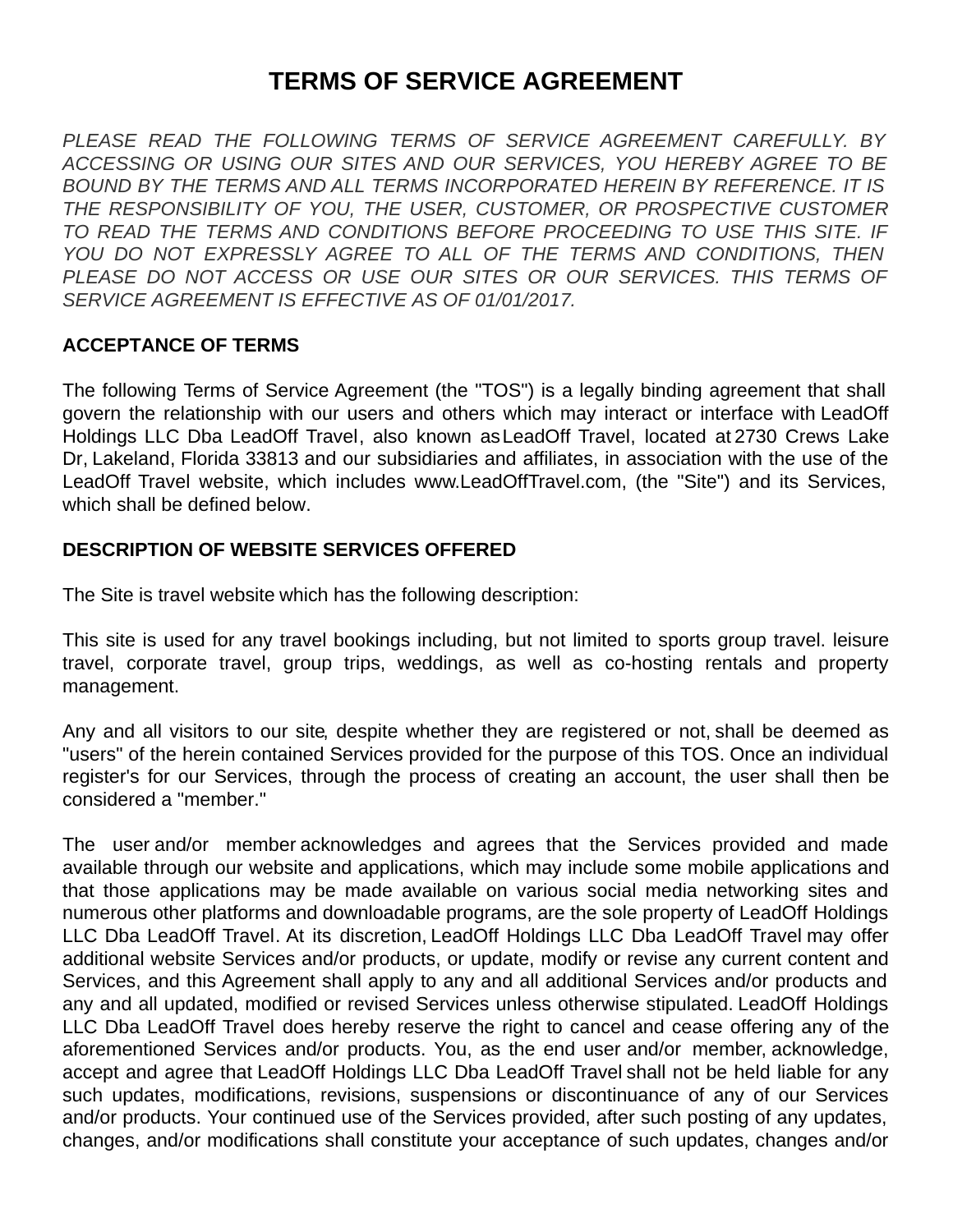# TERMS OF SERVICE AGREEMENT

*PLEASE READ THE FOLLOWING TERMS OF SERVICE AGREEMENT CAREFULLY. BY ACCESSING OR USING OUR SITES AND OUR SERVICES, YOU HEREBY AGREE TO BE BOUND BY THE TERMS AND ALL TERMS INCORPORATED HEREIN BY REFERENCE. IT IS THE RESPONSIBILITY OF YOU, THE USER, CUSTOMER, OR PROSPECTIVE CUSTOMER TO READ THE TERMS AND CONDITIONS BEFORE PROCEEDING TO USE THIS SITE. IF YOU DO NOT EXPRESSLY AGREE TO ALL OF THE TERMS AND CONDITIONS, THEN PLEASE DO NOT ACCESS OR USE OUR SITES OR OUR SERVICES. THIS TERMS OF SERVICE AGREEMENT IS EFFECTIVE AS OF 01/01/2017.*

**ACCEPTANCE OF TERMS**

The following Terms of Service Agreement (the "TOS") is a legally binding agreement that shall govern the relationship with our users and others which may interact or interface with LeadOff Holdings LLC Dba LeadOff Travel, also known as LeadOff Travel, located at 2730 Crews Lake Dr, Lakeland, Florida 33813 and our subsidiaries and affiliates, in association with the use of the LeadOff Travel website, which includes www.LeadOffTravel.com, (the "Site") and its Services, which shall be defined below.

**DESCRIPTION OF WEBSITE SERVICES OFFERED**

The Site is travel website which has the following description:

This site is used for any travel bookings including, but not limited to sports group travel. leisure travel, corporate travel, group trips, weddings, as well as co-hosting rentals and property management.

Any and all visitors to our site, despite whether they are registered or not, shall be deemed as "users" of the herein contained Services provided for the purpose of this TOS. Once an individual register's for our Services, through the process of creating an account, the user shall then be considered a "member."

The user and/or member acknowledges and agrees that the Services provided and made available through our website and applications, which may include some mobile applications and that those applications may be made available on various social media networking sites and numerous other platforms and downloadable programs, are the sole property of LeadOff Holdings LLC Dba LeadOff Travel. At its discretion, LeadOff Holdings LLC Dba LeadOff Travel may offer additional website Services and/or products, or update, modify or revise any current content and Services, and this Agreement shall apply to any and all additional Services and/or products and any and all updated, modified or revised Services unless otherwise stipulated. LeadOff Holdings LLC Dba LeadOff Travel does hereby reserve the right to cancel and cease offering any of the aforementioned Services and/or products. You, as the end user and/or member, acknowledge, accept and agree that LeadOff Holdings LLC Dba LeadOff Travel shall not be held liable for any such updates, modifications, revisions, suspensions or discontinuance of any of our Services and/or products. Your continued use of the Services provided, after such posting of any updates, changes, and/or modifications shall constitute your acceptance of such updates, changes and/or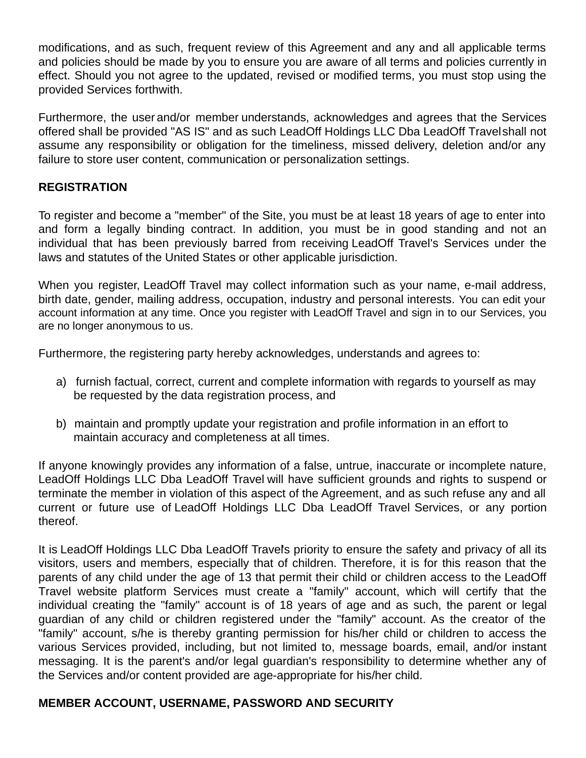modifications, and as such, frequent review of this Agreement and any and all applicable terms and policies should be made by you to ensure you are aware of all terms and policies currently in effect. Should you not agree to the updated, revised or modified terms, you must stop using the provided Services forthwith.

Furthermore, the user and/or member understands, acknowledges and agrees that the Services offered shall be provided "AS IS" and as such LeadOff Holdings LLC Dba LeadOff Travel shall not assume any responsibility or obligation for the timeliness, missed delivery, deletion and/or any failure to store user content, communication or personalization settings.

## REGISTRATION

To register and become a "member" of the Site, you must be at least 18 years of age to enter into and form a legally binding contract. In addition, you must be in good standing and not an individual that has been previously barred from receiving LeadOff Travel's Services under the laws and statutes of the United States or other applicable jurisdiction.

When you register, LeadOff Travel may collect information such as your name, e-mail address, birth date, gender, mailing address, occupation, industry and personal interests. You can edit your account information at any time. Once you register with LeadOff Travel and sign in to our Services, you are no longer anonymous to us.

Furthermore, the registering party hereby acknowledges, understands and agrees to:

a) furnish factual, correct, current and complete information with regards to yourself as may be requested by the data registration process, and

b) maintain and promptly update your registration and profile information in an effort to maintain accuracy and completeness at all times.

If anyone knowingly provides any information of a false, untrue, inaccurate or incomplete nature, LeadOff Holdings LLC Dba LeadOff Travel will have sufficient grounds and rights to suspend or terminate the member in violation of this aspect of the Agreement, and as such refuse any and all current or future use of LeadOff Holdings LLC Dba LeadOff Travel Services, or any portion thereof.

It is LeadOff Holdings LLC Dba LeadOff Travel's priority to ensure the safety and privacy of all its visitors, users and members, especially that of children. Therefore, it is for this reason that the parents of any child under the age of 13 that permit their child or children access to the LeadOff Travel website platform Services must create a "family" account, which will certify that the individual creating the "family" account is of 18 years of age and as such, the parent or legal guardian of any child or children registered under the "family" account. As the creator of the "family" account, s/he is thereby granting permission for his/her child or children to access the various Services provided, including, but not limited to, message boards, email, and/or instant messaging. It is the parent's and/or legal guardian's responsibility to determine whether any of the Services and/or content provided are age-appropriate for his/her child.

## MEMBER ACCOUNT, USERNAME, PASSWORD AND SECURITY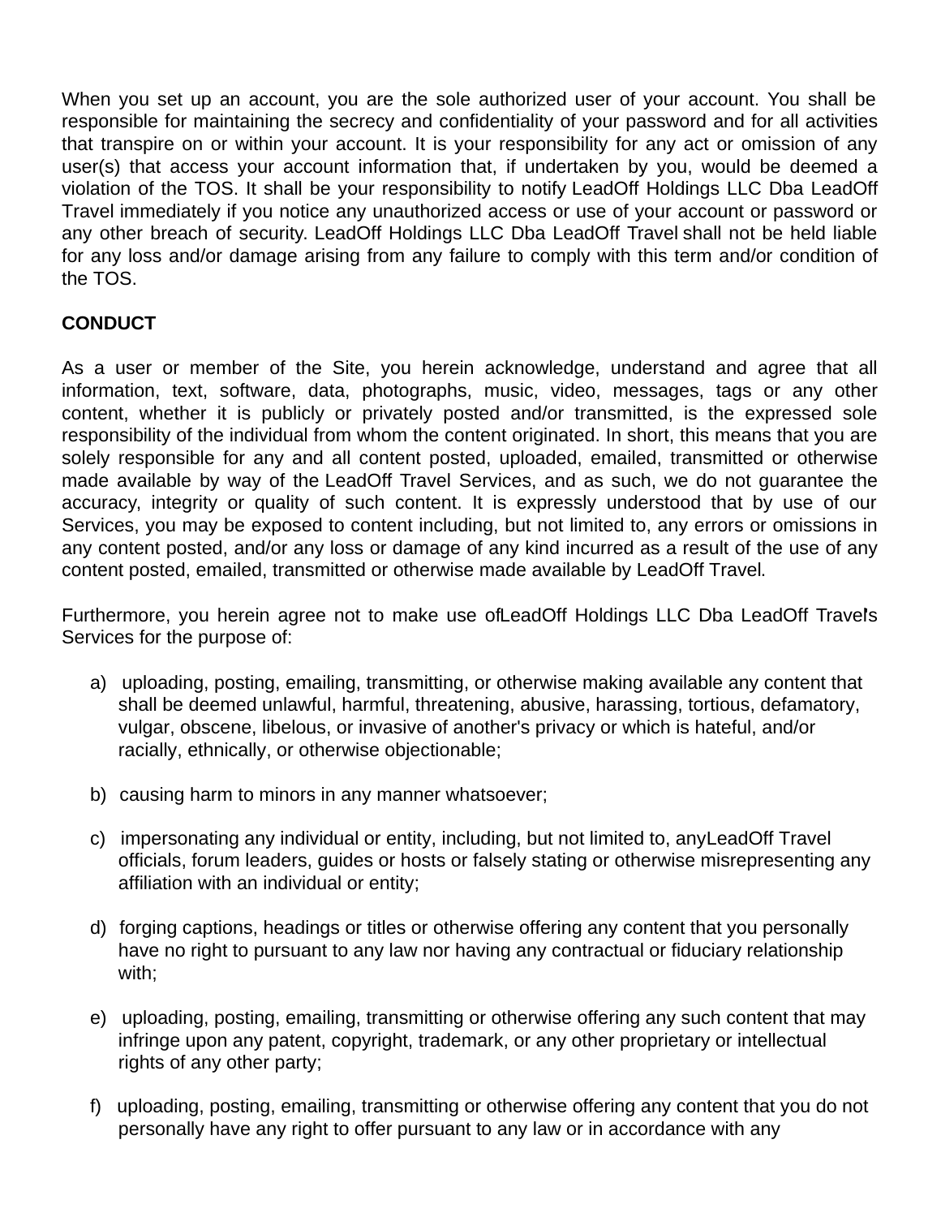When you set up an account, you are the sole authorized user of your account. You shall be responsible for maintaining the secrecy and confidentiality of your password and for all activities that transpire on or within your account. It is your responsibility for any act or omission of any user(s) that access your account information that, if undertaken by you, would be deemed a violation of the TOS. It shall be your responsibility to notify LeadOff Holdings LLC Dba LeadOff Travel immediately if you notice any unauthorized access or use of your account or password or any other breach of security. LeadOff Holdings LLC Dba LeadOff Travel shall not be held liable for any loss and/or damage arising from any failure to comply with this term and/or condition of the TOS.

**CONDUCT**

As a user or member of the Site, you herein acknowledge, understand and agree that all information, text, software, data, photographs, music, video, messages, tags or any other content, whether it is publicly or privately posted and/or transmitted, is the expressed sole responsibility of the individual from whom the content originated. In short, this means that you are solely responsible for any and all content posted, uploaded, emailed, transmitted or otherwise made available by way of the LeadOff Travel Services, and as such, we do not guarantee the accuracy, integrity or quality of such content. It is expressly understood that by use of our Services, you may be exposed to content including, but not limited to, any errors or omissions in any content posted, and/or any loss or damage of any kind incurred as a result of the use of any content posted, emailed, transmitted or otherwise made available by LeadOff Travel.

Furthermore, you herein agree not to make use ofLeadOff Holdings LLC Dba LeadOff Travel's Services for the purpose of:

a) uploading, posting, emailing, transmitting, or otherwise making available any content that shall be deemed unlawful, harmful, threatening, abusive, harassing, tortious, defamatory, vulgar, obscene, libelous, or invasive of another's privacy or which is hateful, and/or racially, ethnically, or otherwise objectionable;

b) causing harm to minors in any manner whatsoever;

c) impersonating any individual or entity, including, but not limited to, anyLeadOff Travel officials, forum leaders, guides or hosts or falsely stating or otherwise misrepresenting any affiliation with an individual or entity;

d) forging captions, headings or titles or otherwise offering any content that you personally have no right to pursuant to any law nor having any contractual or fiduciary relationship with;

e) uploading, posting, emailing, transmitting or otherwise offering any such content that may infringe upon any patent, copyright, trademark, or any other proprietary or intellectual rights of any other party;

f) uploading, posting, emailing, transmitting or otherwise offering any content that you do not personally have any right to offer pursuant to any law or in accordance with any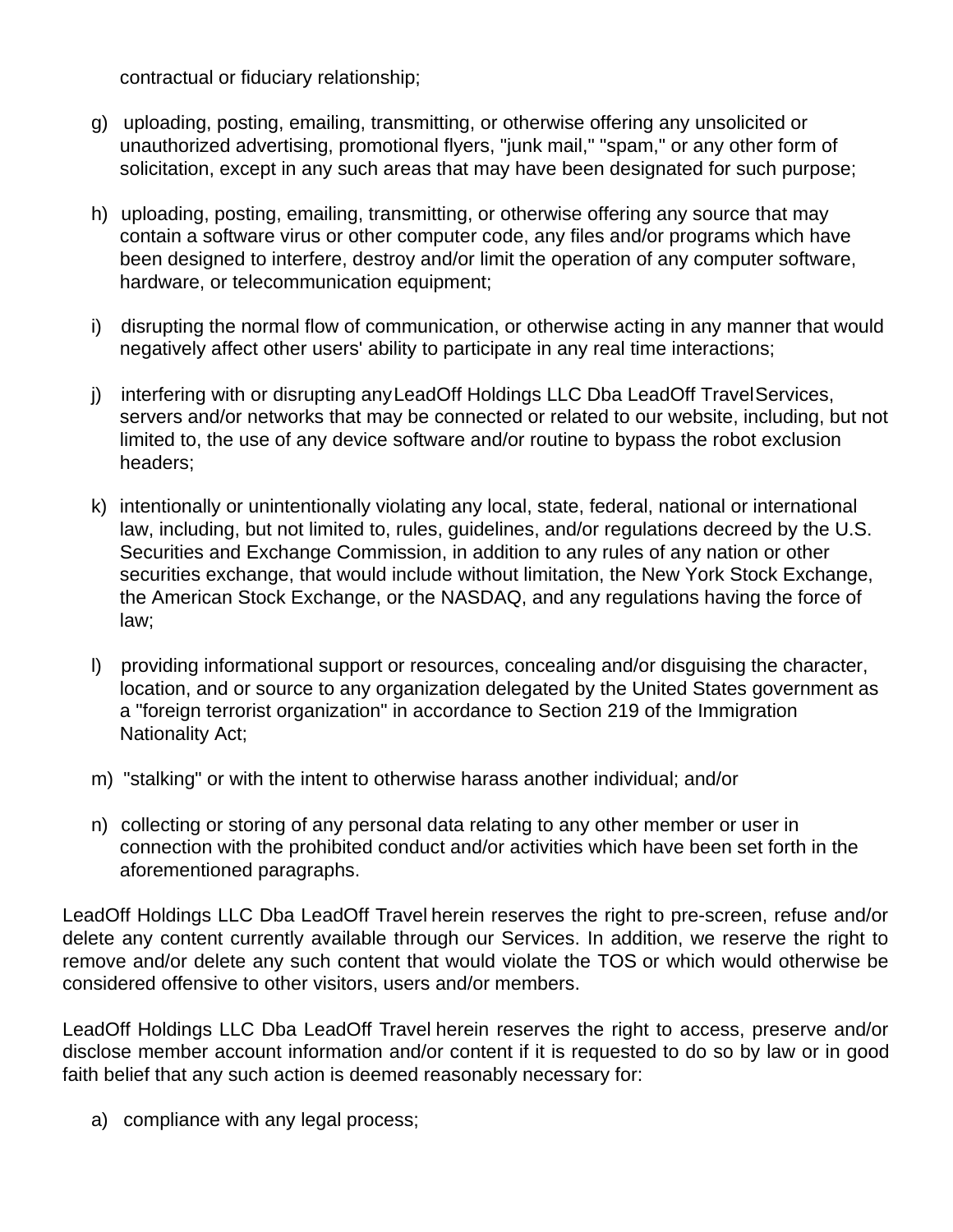contractual or fiduciary relationship;

g) uploading, posting, emailing, transmitting, or otherwise offering any unsolicited or unauthorized advertising, promotional flyers, "junk mail," "spam," or any other form of solicitation, except in any such areas that may have been designated for such purpose;

h) uploading, posting, emailing, transmitting, or otherwise offering any source that may contain a software virus or other computer code, any files and/or programs which have been designed to interfere, destroy and/or limit the operation of any computer software, hardware, or telecommunication equipment;

i) disrupting the normal flow of communication, or otherwise acting in any manner that would negatively affect other users' ability to participate in any real time interactions;

j) interfering with or disrupting any LeadOff Holdings LLC Dba LeadOff Travel Services, servers and/or networks that may be connected or related to our website, including, but not limited to, the use of any device software and/or routine to bypass the robot exclusion headers;

k) intentionally or unintentionally violating any local, state, federal, national or international law, including, but not limited to, rules, guidelines, and/or regulations decreed by the U.S. Securities and Exchange Commission, in addition to any rules of any nation or other securities exchange, that would include without limitation, the New York Stock Exchange, the American Stock Exchange, or the NASDAQ, and any regulations having the force of law;

l) providing informational support or resources, concealing and/or disguising the character, location, and or source to any organization delegated by the United States government as a "foreign terrorist organization" in accordance to Section 219 of the Immigration Nationality Act;

m) "stalking" or with the intent to otherwise harass another individual; and/or

n) collecting or storing of any personal data relating to any other member or user in connection with the prohibited conduct and/or activities which have been set forth in the aforementioned paragraphs.

LeadOff Holdings LLC Dba LeadOff Travel herein reserves the right to pre-screen, refuse and/or delete any content currently available through our Services. In addition, we reserve the right to remove and/or delete any such content that would violate the TOS or which would otherwise be considered offensive to other visitors, users and/or members.

LeadOff Holdings LLC Dba LeadOff Travel herein reserves the right to access, preserve and/or disclose member account information and/or content if it is requested to do so by law or in good faith belief that any such action is deemed reasonably necessary for:

a) compliance with any legal process;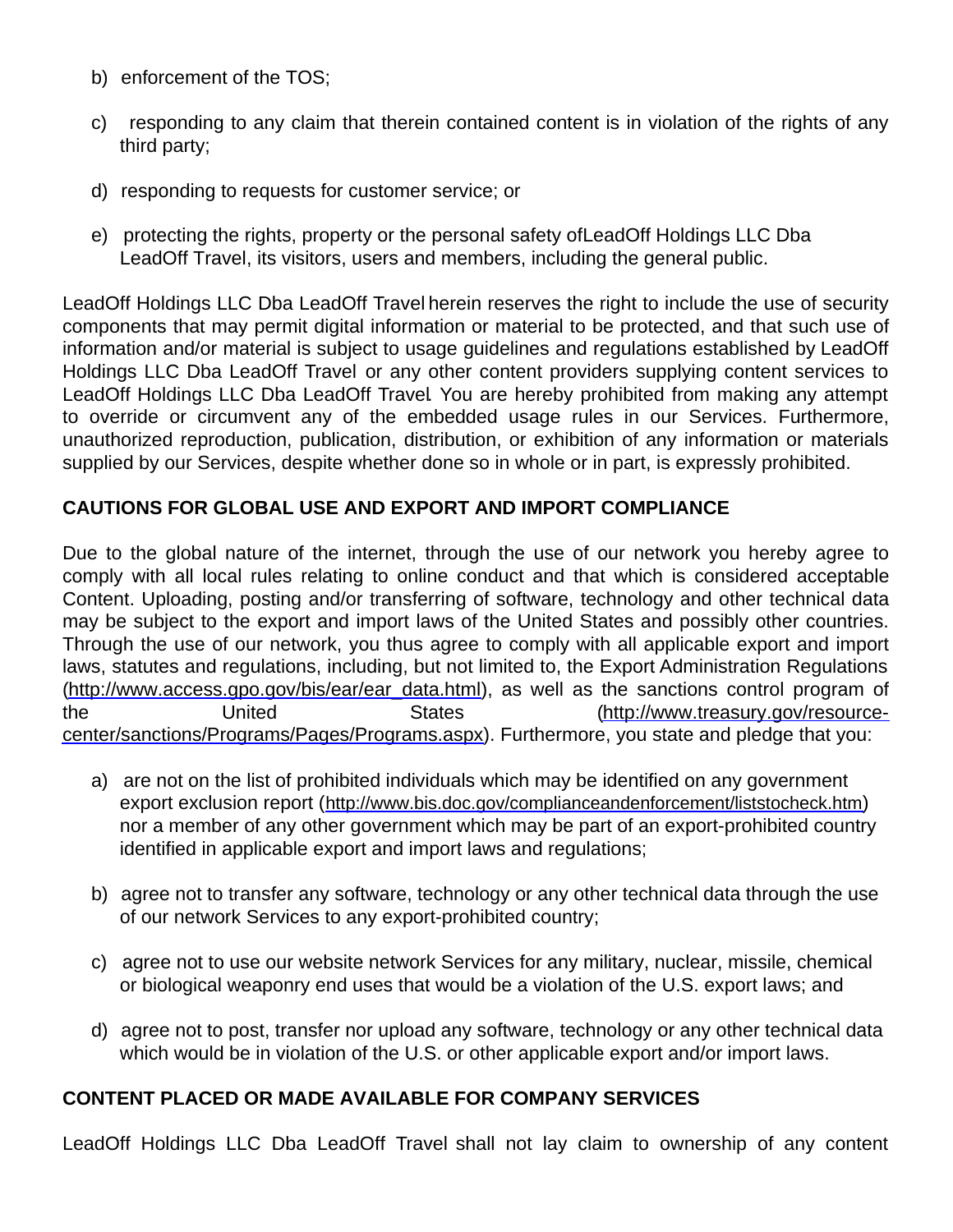b) enforcement of the TOS;

c) responding to any claim that therein contained content is in violation of the rights of any third party;

d) responding to requests for customer service; or

e) protecting the rights, property or the personal safety ofLeadOff Holdings LLC Dba LeadOff Travel, its visitors, users and members, including the general public.

LeadOff Holdings LLC Dba LeadOff Travel herein reserves the right to include the use of security components that may permit digital information or material to be protected, and that such use of information and/or material is subject to usage guidelines and regulations established by LeadOff Holdings LLC Dba LeadOff Travel or any other content providers supplying content services to LeadOff Holdings LLC Dba LeadOff Travel. You are hereby prohibited from making any attempt to override or circumvent any of the embedded usage rules in our Services. Furthermore, unauthorized reproduction, publication, distribution, or exhibition of any information or materials supplied by our Services, despite whether done so in whole or in part, is expressly prohibited.

**CAUTIONS FOR GLOBAL USE AND EXPORT AND IMPORT COMPLIANCE**

Due to the global nature of the internet, through the use of our network you hereby agree to comply with all local rules relating to online conduct and that which is considered acceptable Content. Uploading, posting and/or transferring of software, technology and other technical data may be subject to the export and import laws of the United States and possibly other countries. Through the use of our network, you thus agree to comply with all applicable export and import laws, statutes and regulations, including, but not limited to, the Export Administration Regulations (http://www.access.gpo.gov/bis/ear/ear_data.html), as well as the sanctions control program of the United States (http://www.treasury.gov/resource-center/sanctions/Programs/Pages/Programs.aspx). Furthermore, you state and pledge that you:

a) are not on the list of prohibited individuals which may be identified on any government export exclusion report (http://www.bis.doc.gov/complianceandenforcement/liststocheck.htm) nor a member of any other government which may be part of an export-prohibited country identified in applicable export and import laws and regulations;

b) agree not to transfer any software, technology or any other technical data through the use of our network Services to any export-prohibited country;

c) agree not to use our website network Services for any military, nuclear, missile, chemical or biological weaponry end uses that would be a violation of the U.S. export laws; and

d) agree not to post, transfer nor upload any software, technology or any other technical data which would be in violation of the U.S. or other applicable export and/or import laws.

**CONTENT PLACED OR MADE AVAILABLE FOR COMPANY SERVICES**

LeadOff Holdings LLC Dba LeadOff Travel shall not lay claim to ownership of any content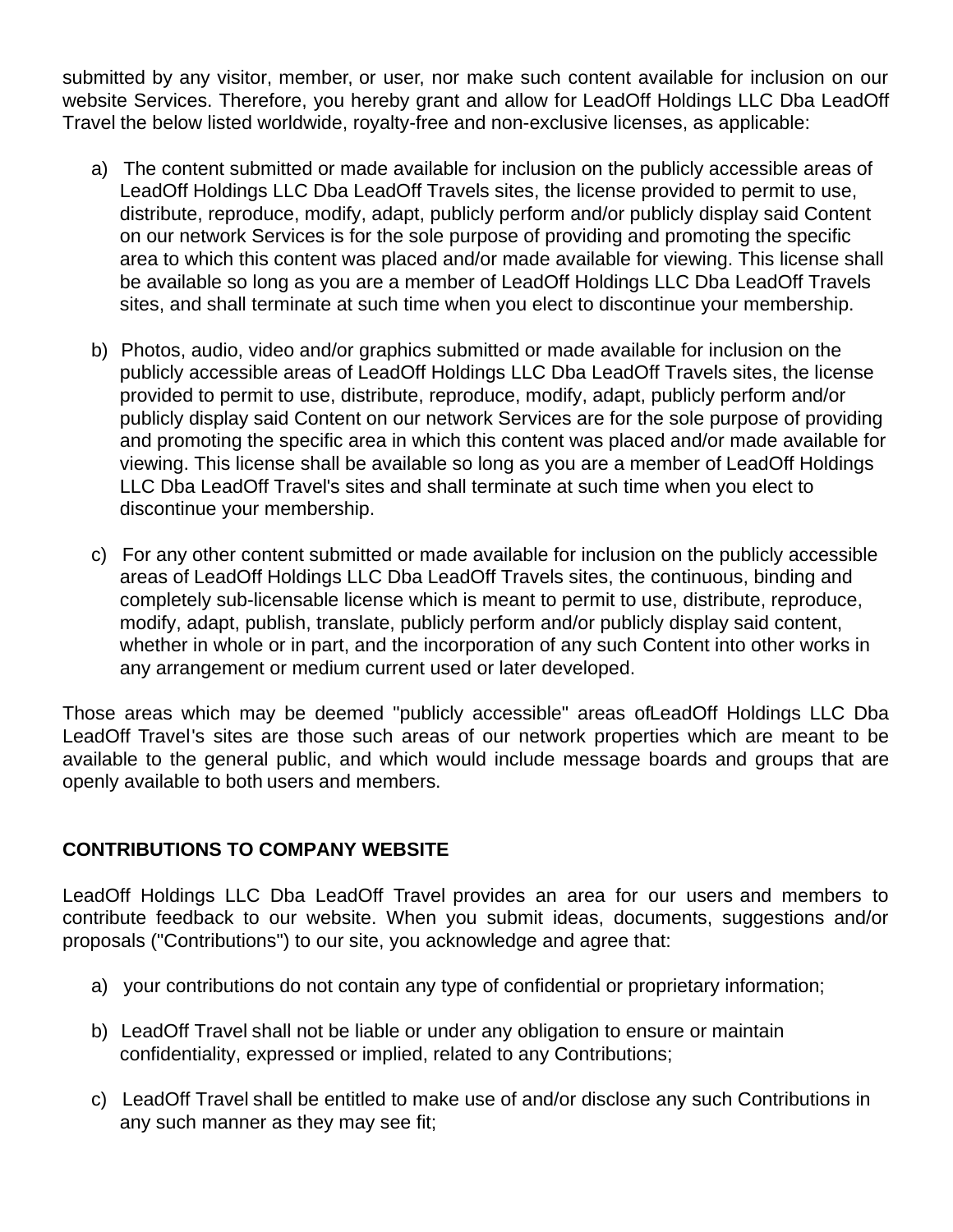submitted by any visitor, member, or user, nor make such content available for inclusion on our website Services. Therefore, you hereby grant and allow for LeadOff Holdings LLC Dba LeadOff Travel the below listed worldwide, royalty-free and non-exclusive licenses, as applicable:

a) The content submitted or made available for inclusion on the publicly accessible areas of LeadOff Holdings LLC Dba LeadOff Travels sites, the license provided to permit to use, distribute, reproduce, modify, adapt, publicly perform and/or publicly display said Content on our network Services is for the sole purpose of providing and promoting the specific area to which this content was placed and/or made available for viewing. This license shall be available so long as you are a member of LeadOff Holdings LLC Dba LeadOff Travels sites, and shall terminate at such time when you elect to discontinue your membership.

b) Photos, audio, video and/or graphics submitted or made available for inclusion on the publicly accessible areas of LeadOff Holdings LLC Dba LeadOff Travels sites, the license provided to permit to use, distribute, reproduce, modify, adapt, publicly perform and/or publicly display said Content on our network Services are for the sole purpose of providing and promoting the specific area in which this content was placed and/or made available for viewing. This license shall be available so long as you are a member of LeadOff Holdings LLC Dba LeadOff Travel's sites and shall terminate at such time when you elect to discontinue your membership.

c) For any other content submitted or made available for inclusion on the publicly accessible areas of LeadOff Holdings LLC Dba LeadOff Travels sites, the continuous, binding and completely sub-licensable license which is meant to permit to use, distribute, reproduce, modify, adapt, publish, translate, publicly perform and/or publicly display said content, whether in whole or in part, and the incorporation of any such Content into other works in any arrangement or medium current used or later developed.

Those areas which may be deemed "publicly accessible" areas ofLeadOff Holdings LLC Dba LeadOff Travel's sites are those such areas of our network properties which are meant to be available to the general public, and which would include message boards and groups that are openly available to both users and members.

## CONTRIBUTIONS TO COMPANY WEBSITE

LeadOff Holdings LLC Dba LeadOff Travel provides an area for our users and members to contribute feedback to our website. When you submit ideas, documents, suggestions and/or proposals ("Contributions") to our site, you acknowledge and agree that:

a) your contributions do not contain any type of confidential or proprietary information;

b) LeadOff Travel shall not be liable or under any obligation to ensure or maintain confidentiality, expressed or implied, related to any Contributions;

c) LeadOff Travel shall be entitled to make use of and/or disclose any such Contributions in any such manner as they may see fit;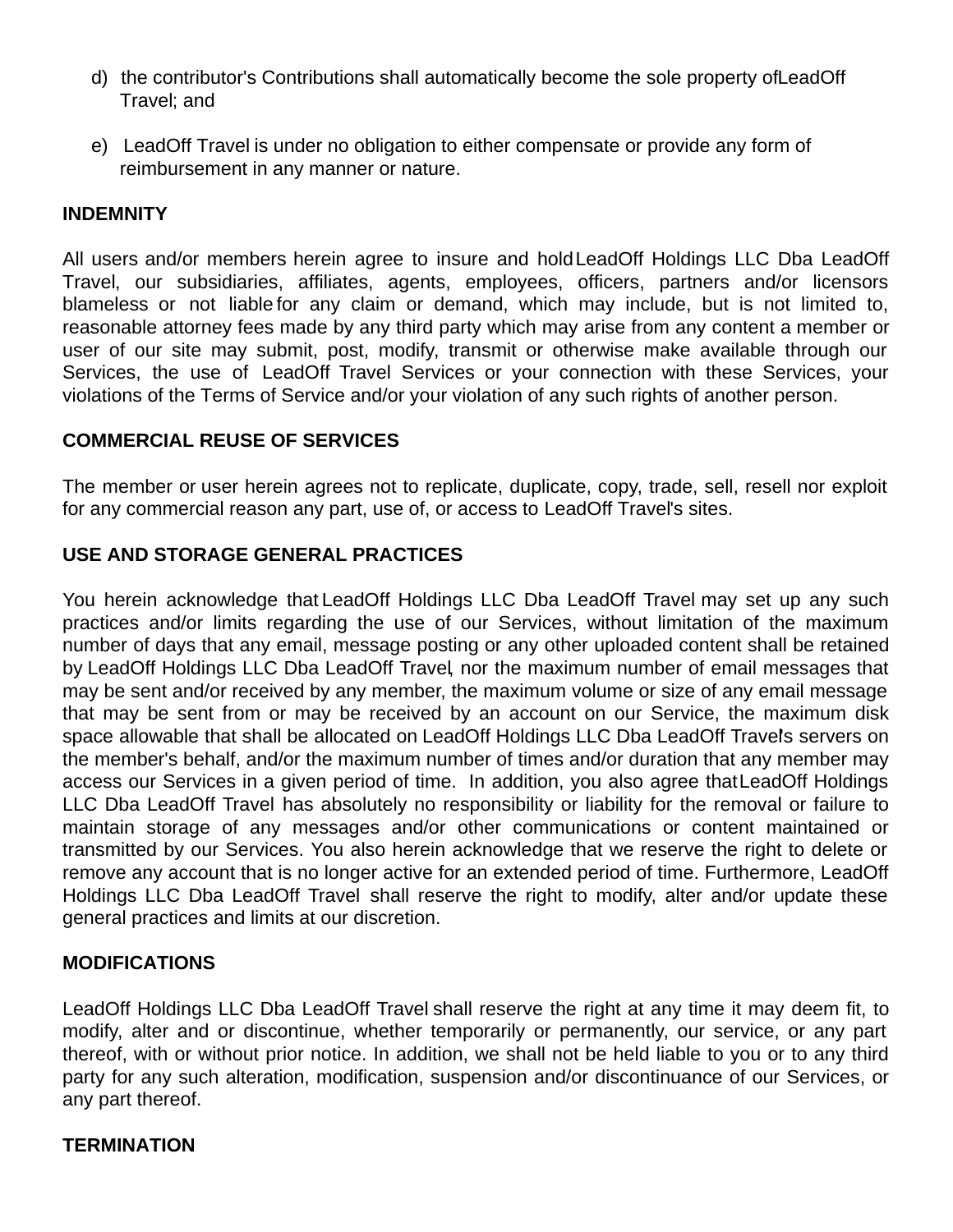d) the contributor's Contributions shall automatically become the sole property ofLeadOff Travel; and

e) LeadOff Travel is under no obligation to either compensate or provide any form of reimbursement in any manner or nature.

**INDEMNITY**

All users and/or members herein agree to insure and hold LeadOff Holdings LLC Dba LeadOff Travel, our subsidiaries, affiliates, agents, employees, officers, partners and/or licensors blameless or not liable for any claim or demand, which may include, but is not limited to, reasonable attorney fees made by any third party which may arise from any content a member or user of our site may submit, post, modify, transmit or otherwise make available through our Services, the use of LeadOff Travel Services or your connection with these Services, your violations of the Terms of Service and/or your violation of any such rights of another person.

**COMMERCIAL REUSE OF SERVICES**

The member or user herein agrees not to replicate, duplicate, copy, trade, sell, resell nor exploit for any commercial reason any part, use of, or access to LeadOff Travel's sites.

**USE AND STORAGE GENERAL PRACTICES**

You herein acknowledge that LeadOff Holdings LLC Dba LeadOff Travel may set up any such practices and/or limits regarding the use of our Services, without limitation of the maximum number of days that any email, message posting or any other uploaded content shall be retained by LeadOff Holdings LLC Dba LeadOff Travel, nor the maximum number of email messages that may be sent and/or received by any member, the maximum volume or size of any email message that may be sent from or may be received by an account on our Service, the maximum disk space allowable that shall be allocated on LeadOff Holdings LLC Dba LeadOff Travel's servers on the member's behalf, and/or the maximum number of times and/or duration that any member may access our Services in a given period of time. In addition, you also agree that LeadOff Holdings LLC Dba LeadOff Travel has absolutely no responsibility or liability for the removal or failure to maintain storage of any messages and/or other communications or content maintained or transmitted by our Services. You also herein acknowledge that we reserve the right to delete or remove any account that is no longer active for an extended period of time. Furthermore, LeadOff Holdings LLC Dba LeadOff Travel shall reserve the right to modify, alter and/or update these general practices and limits at our discretion.

**MODIFICATIONS**

LeadOff Holdings LLC Dba LeadOff Travel shall reserve the right at any time it may deem fit, to modify, alter and or discontinue, whether temporarily or permanently, our service, or any part thereof, with or without prior notice. In addition, we shall not be held liable to you or to any third party for any such alteration, modification, suspension and/or discontinuance of our Services, or any part thereof.

**TERMINATION**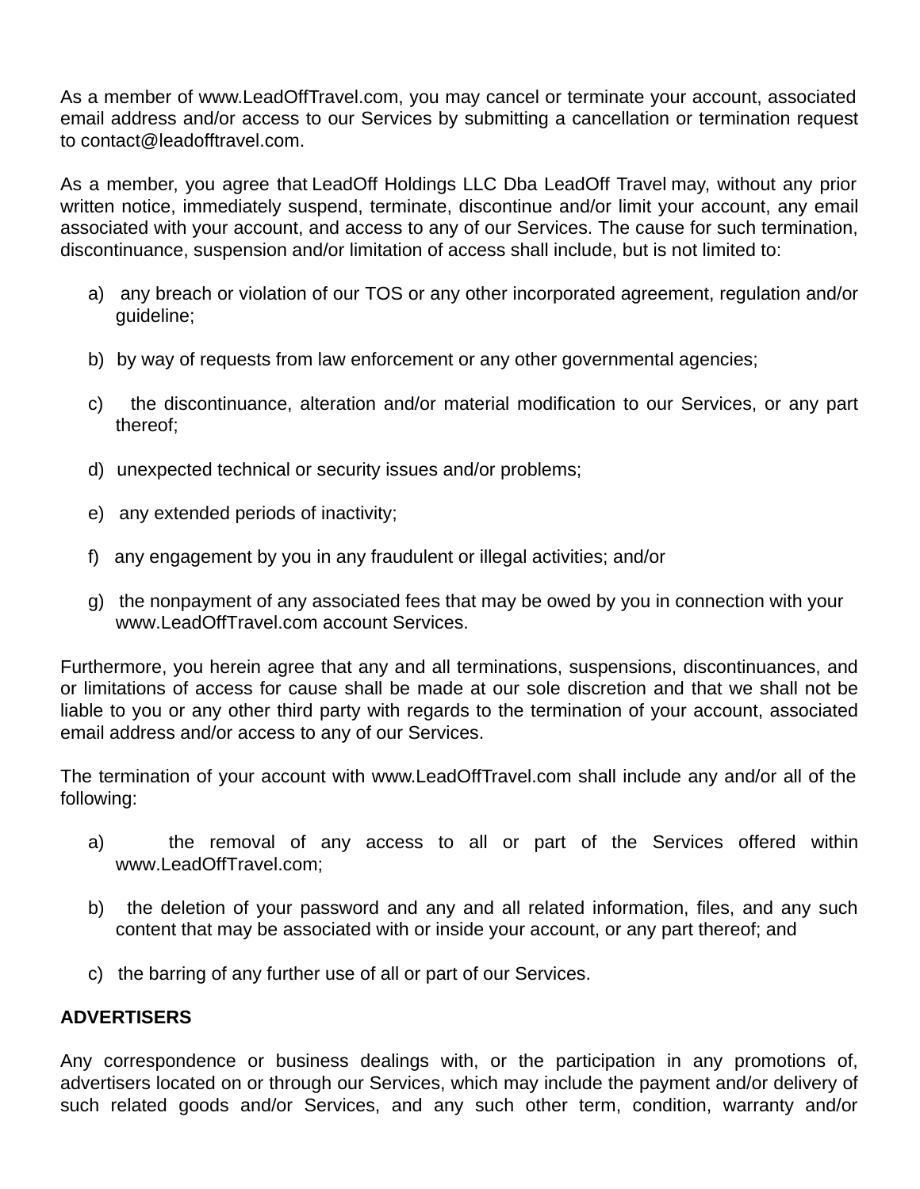As a member of www.LeadOffTravel.com, you may cancel or terminate your account, associated email address and/or access to our Services by submitting a cancellation or termination request to contact@leadofftravel.com.

As a member, you agree that LeadOff Holdings LLC Dba LeadOff Travel may, without any prior written notice, immediately suspend, terminate, discontinue and/or limit your account, any email associated with your account, and access to any of our Services. The cause for such termination, discontinuance, suspension and/or limitation of access shall include, but is not limited to:

a) any breach or violation of our TOS or any other incorporated agreement, regulation and/or guideline;

b) by way of requests from law enforcement or any other governmental agencies;

c) the discontinuance, alteration and/or material modification to our Services, or any part thereof;

d) unexpected technical or security issues and/or problems;

e) any extended periods of inactivity;

f) any engagement by you in any fraudulent or illegal activities; and/or

g) the nonpayment of any associated fees that may be owed by you in connection with your www.LeadOffTravel.com account Services.

Furthermore, you herein agree that any and all terminations, suspensions, discontinuances, and or limitations of access for cause shall be made at our sole discretion and that we shall not be liable to you or any other third party with regards to the termination of your account, associated email address and/or access to any of our Services.

The termination of your account with www.LeadOffTravel.com shall include any and/or all of the following:

a) the removal of any access to all or part of the Services offered within www.LeadOffTravel.com;

b) the deletion of your password and any and all related information, files, and any such content that may be associated with or inside your account, or any part thereof; and

c) the barring of any further use of all or part of our Services.

**ADVERTISERS**

Any correspondence or business dealings with, or the participation in any promotions of, advertisers located on or through our Services, which may include the payment and/or delivery of such related goods and/or Services, and any such other term, condition, warranty and/or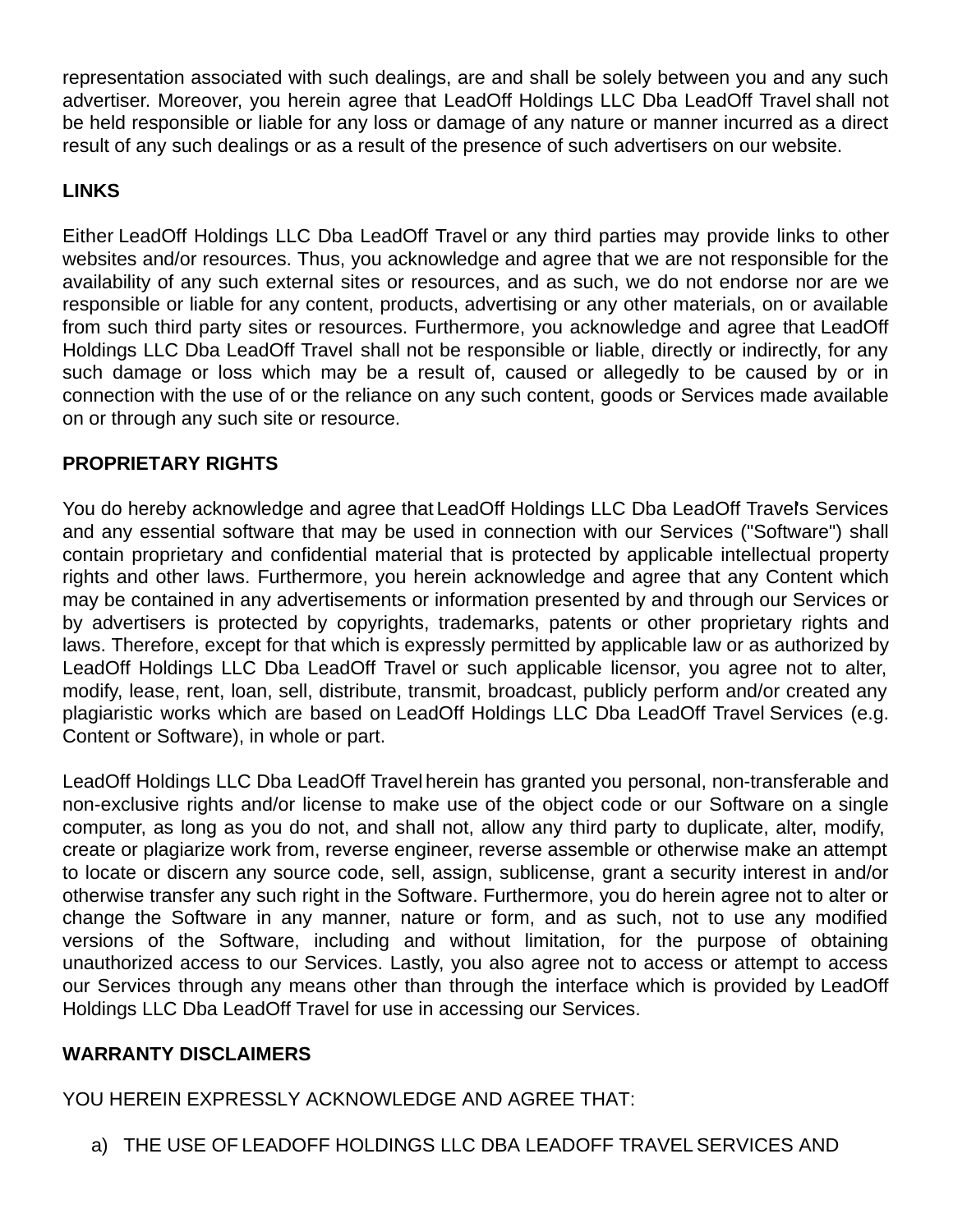representation associated with such dealings, are and shall be solely between you and any such advertiser. Moreover, you herein agree that LeadOff Holdings LLC Dba LeadOff Travel shall not be held responsible or liable for any loss or damage of any nature or manner incurred as a direct result of any such dealings or as a result of the presence of such advertisers on our website.

**LINKS**

Either LeadOff Holdings LLC Dba LeadOff Travel or any third parties may provide links to other websites and/or resources. Thus, you acknowledge and agree that we are not responsible for the availability of any such external sites or resources, and as such, we do not endorse nor are we responsible or liable for any content, products, advertising or any other materials, on or available from such third party sites or resources. Furthermore, you acknowledge and agree that LeadOff Holdings LLC Dba LeadOff Travel shall not be responsible or liable, directly or indirectly, for any such damage or loss which may be a result of, caused or allegedly to be caused by or in connection with the use of or the reliance on any such content, goods or Services made available on or through any such site or resource.

**PROPRIETARY RIGHTS**

You do hereby acknowledge and agree that LeadOff Holdings LLC Dba LeadOff Travel's Services and any essential software that may be used in connection with our Services ("Software") shall contain proprietary and confidential material that is protected by applicable intellectual property rights and other laws. Furthermore, you herein acknowledge and agree that any Content which may be contained in any advertisements or information presented by and through our Services or by advertisers is protected by copyrights, trademarks, patents or other proprietary rights and laws. Therefore, except for that which is expressly permitted by applicable law or as authorized by LeadOff Holdings LLC Dba LeadOff Travel or such applicable licensor, you agree not to alter, modify, lease, rent, loan, sell, distribute, transmit, broadcast, publicly perform and/or created any plagiaristic works which are based on LeadOff Holdings LLC Dba LeadOff Travel Services (e.g. Content or Software), in whole or part.

LeadOff Holdings LLC Dba LeadOff Travel herein has granted you personal, non-transferable and non-exclusive rights and/or license to make use of the object code or our Software on a single computer, as long as you do not, and shall not, allow any third party to duplicate, alter, modify, create or plagiarize work from, reverse engineer, reverse assemble or otherwise make an attempt to locate or discern any source code, sell, assign, sublicense, grant a security interest in and/or otherwise transfer any such right in the Software. Furthermore, you do herein agree not to alter or change the Software in any manner, nature or form, and as such, not to use any modified versions of the Software, including and without limitation, for the purpose of obtaining unauthorized access to our Services. Lastly, you also agree not to access or attempt to access our Services through any means other than through the interface which is provided by LeadOff Holdings LLC Dba LeadOff Travel for use in accessing our Services.

**WARRANTY DISCLAIMERS**

YOU HEREIN EXPRESSLY ACKNOWLEDGE AND AGREE THAT:

a) THE USE OF LEADOFF HOLDINGS LLC DBA LEADOFF TRAVEL SERVICES AND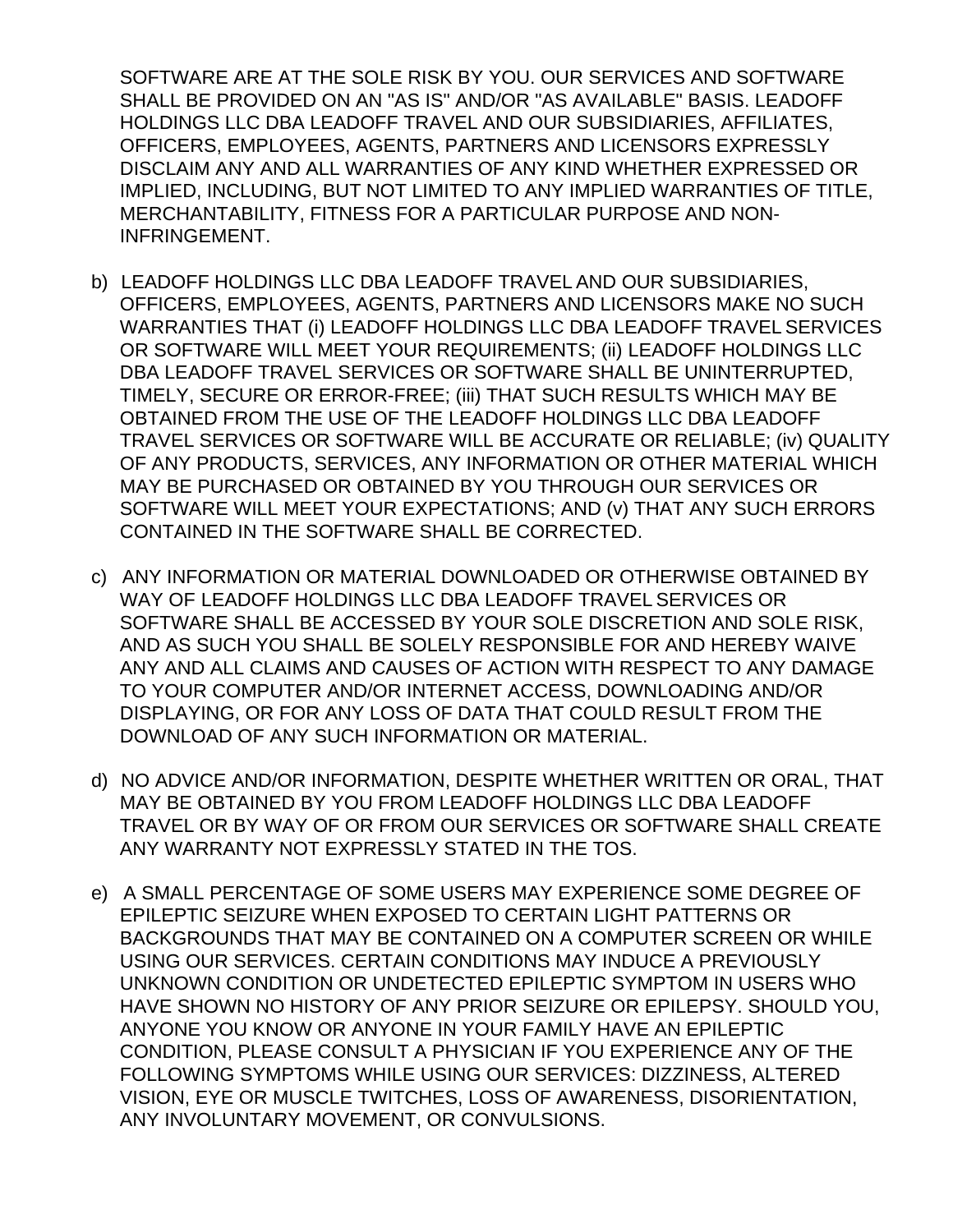SOFTWARE ARE AT THE SOLE RISK BY YOU. OUR SERVICES AND SOFTWARE SHALL BE PROVIDED ON AN "AS IS" AND/OR "AS AVAILABLE" BASIS. LEADOFF HOLDINGS LLC DBA LEADOFF TRAVEL AND OUR SUBSIDIARIES, AFFILIATES, OFFICERS, EMPLOYEES, AGENTS, PARTNERS AND LICENSORS EXPRESSLY DISCLAIM ANY AND ALL WARRANTIES OF ANY KIND WHETHER EXPRESSED OR IMPLIED, INCLUDING, BUT NOT LIMITED TO ANY IMPLIED WARRANTIES OF TITLE, MERCHANTABILITY, FITNESS FOR A PARTICULAR PURPOSE AND NON-INFRINGEMENT.

b) LEADOFF HOLDINGS LLC DBA LEADOFF TRAVEL AND OUR SUBSIDIARIES, OFFICERS, EMPLOYEES, AGENTS, PARTNERS AND LICENSORS MAKE NO SUCH WARRANTIES THAT (i) LEADOFF HOLDINGS LLC DBA LEADOFF TRAVEL SERVICES OR SOFTWARE WILL MEET YOUR REQUIREMENTS; (ii) LEADOFF HOLDINGS LLC DBA LEADOFF TRAVEL SERVICES OR SOFTWARE SHALL BE UNINTERRUPTED, TIMELY, SECURE OR ERROR-FREE; (iii) THAT SUCH RESULTS WHICH MAY BE OBTAINED FROM THE USE OF THE LEADOFF HOLDINGS LLC DBA LEADOFF TRAVEL SERVICES OR SOFTWARE WILL BE ACCURATE OR RELIABLE; (iv) QUALITY OF ANY PRODUCTS, SERVICES, ANY INFORMATION OR OTHER MATERIAL WHICH MAY BE PURCHASED OR OBTAINED BY YOU THROUGH OUR SERVICES OR SOFTWARE WILL MEET YOUR EXPECTATIONS; AND (v) THAT ANY SUCH ERRORS CONTAINED IN THE SOFTWARE SHALL BE CORRECTED.

c) ANY INFORMATION OR MATERIAL DOWNLOADED OR OTHERWISE OBTAINED BY WAY OF LEADOFF HOLDINGS LLC DBA LEADOFF TRAVEL SERVICES OR SOFTWARE SHALL BE ACCESSED BY YOUR SOLE DISCRETION AND SOLE RISK, AND AS SUCH YOU SHALL BE SOLELY RESPONSIBLE FOR AND HEREBY WAIVE ANY AND ALL CLAIMS AND CAUSES OF ACTION WITH RESPECT TO ANY DAMAGE TO YOUR COMPUTER AND/OR INTERNET ACCESS, DOWNLOADING AND/OR DISPLAYING, OR FOR ANY LOSS OF DATA THAT COULD RESULT FROM THE DOWNLOAD OF ANY SUCH INFORMATION OR MATERIAL.

d) NO ADVICE AND/OR INFORMATION, DESPITE WHETHER WRITTEN OR ORAL, THAT MAY BE OBTAINED BY YOU FROM LEADOFF HOLDINGS LLC DBA LEADOFF TRAVEL OR BY WAY OF OR FROM OUR SERVICES OR SOFTWARE SHALL CREATE ANY WARRANTY NOT EXPRESSLY STATED IN THE TOS.

e) A SMALL PERCENTAGE OF SOME USERS MAY EXPERIENCE SOME DEGREE OF EPILEPTIC SEIZURE WHEN EXPOSED TO CERTAIN LIGHT PATTERNS OR BACKGROUNDS THAT MAY BE CONTAINED ON A COMPUTER SCREEN OR WHILE USING OUR SERVICES. CERTAIN CONDITIONS MAY INDUCE A PREVIOUSLY UNKNOWN CONDITION OR UNDETECTED EPILEPTIC SYMPTOM IN USERS WHO HAVE SHOWN NO HISTORY OF ANY PRIOR SEIZURE OR EPILEPSY. SHOULD YOU, ANYONE YOU KNOW OR ANYONE IN YOUR FAMILY HAVE AN EPILEPTIC CONDITION, PLEASE CONSULT A PHYSICIAN IF YOU EXPERIENCE ANY OF THE FOLLOWING SYMPTOMS WHILE USING OUR SERVICES: DIZZINESS, ALTERED VISION, EYE OR MUSCLE TWITCHES, LOSS OF AWARENESS, DISORIENTATION, ANY INVOLUNTARY MOVEMENT, OR CONVULSIONS.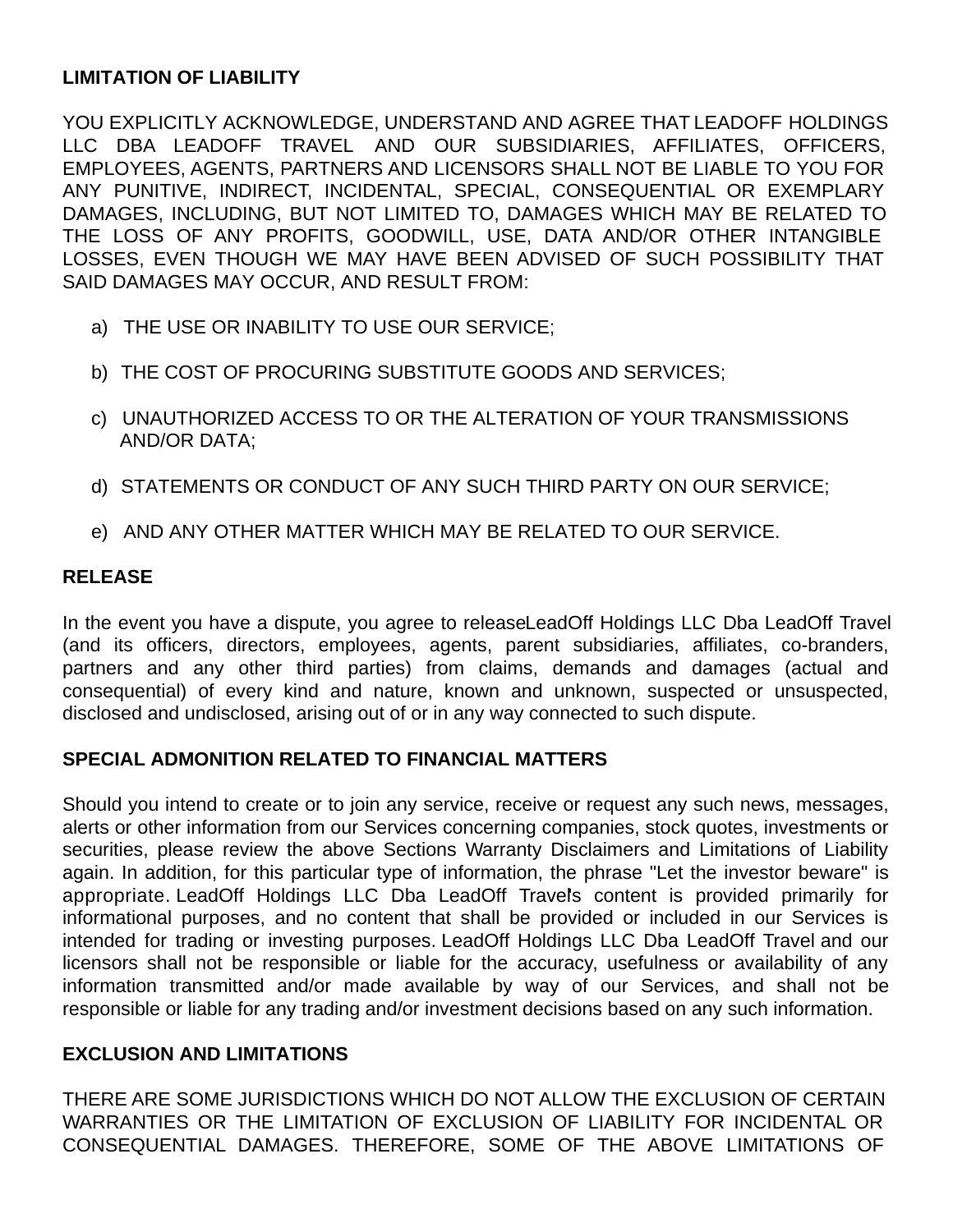**LIMITATION OF LIABILITY**

YOU EXPLICITLY ACKNOWLEDGE, UNDERSTAND AND AGREE THAT LEADOFF HOLDINGS LLC DBA LEADOFF TRAVEL AND OUR SUBSIDIARIES, AFFILIATES, OFFICERS, EMPLOYEES, AGENTS, PARTNERS AND LICENSORS SHALL NOT BE LIABLE TO YOU FOR ANY PUNITIVE, INDIRECT, INCIDENTAL, SPECIAL, CONSEQUENTIAL OR EXEMPLARY DAMAGES, INCLUDING, BUT NOT LIMITED TO, DAMAGES WHICH MAY BE RELATED TO THE LOSS OF ANY PROFITS, GOODWILL, USE, DATA AND/OR OTHER INTANGIBLE LOSSES, EVEN THOUGH WE MAY HAVE BEEN ADVISED OF SUCH POSSIBILITY THAT SAID DAMAGES MAY OCCUR, AND RESULT FROM:

a) THE USE OR INABILITY TO USE OUR SERVICE;

b) THE COST OF PROCURING SUBSTITUTE GOODS AND SERVICES;

c) UNAUTHORIZED ACCESS TO OR THE ALTERATION OF YOUR TRANSMISSIONS AND/OR DATA;

d) STATEMENTS OR CONDUCT OF ANY SUCH THIRD PARTY ON OUR SERVICE;

e) AND ANY OTHER MATTER WHICH MAY BE RELATED TO OUR SERVICE.

**RELEASE**

In the event you have a dispute, you agree to releaseLeadOff Holdings LLC Dba LeadOff Travel (and its officers, directors, employees, agents, parent subsidiaries, affiliates, co-branders, partners and any other third parties) from claims, demands and damages (actual and consequential) of every kind and nature, known and unknown, suspected or unsuspected, disclosed and undisclosed, arising out of or in any way connected to such dispute.

**SPECIAL ADMONITION RELATED TO FINANCIAL MATTERS**

Should you intend to create or to join any service, receive or request any such news, messages, alerts or other information from our Services concerning companies, stock quotes, investments or securities, please review the above Sections Warranty Disclaimers and Limitations of Liability again. In addition, for this particular type of information, the phrase "Let the investor beware" is appropriate. LeadOff Holdings LLC Dba LeadOff Travel's content is provided primarily for informational purposes, and no content that shall be provided or included in our Services is intended for trading or investing purposes. LeadOff Holdings LLC Dba LeadOff Travel and our licensors shall not be responsible or liable for the accuracy, usefulness or availability of any information transmitted and/or made available by way of our Services, and shall not be responsible or liable for any trading and/or investment decisions based on any such information.

**EXCLUSION AND LIMITATIONS**

THERE ARE SOME JURISDICTIONS WHICH DO NOT ALLOW THE EXCLUSION OF CERTAIN WARRANTIES OR THE LIMITATION OF EXCLUSION OF LIABILITY FOR INCIDENTAL OR CONSEQUENTIAL DAMAGES. THEREFORE, SOME OF THE ABOVE LIMITATIONS OF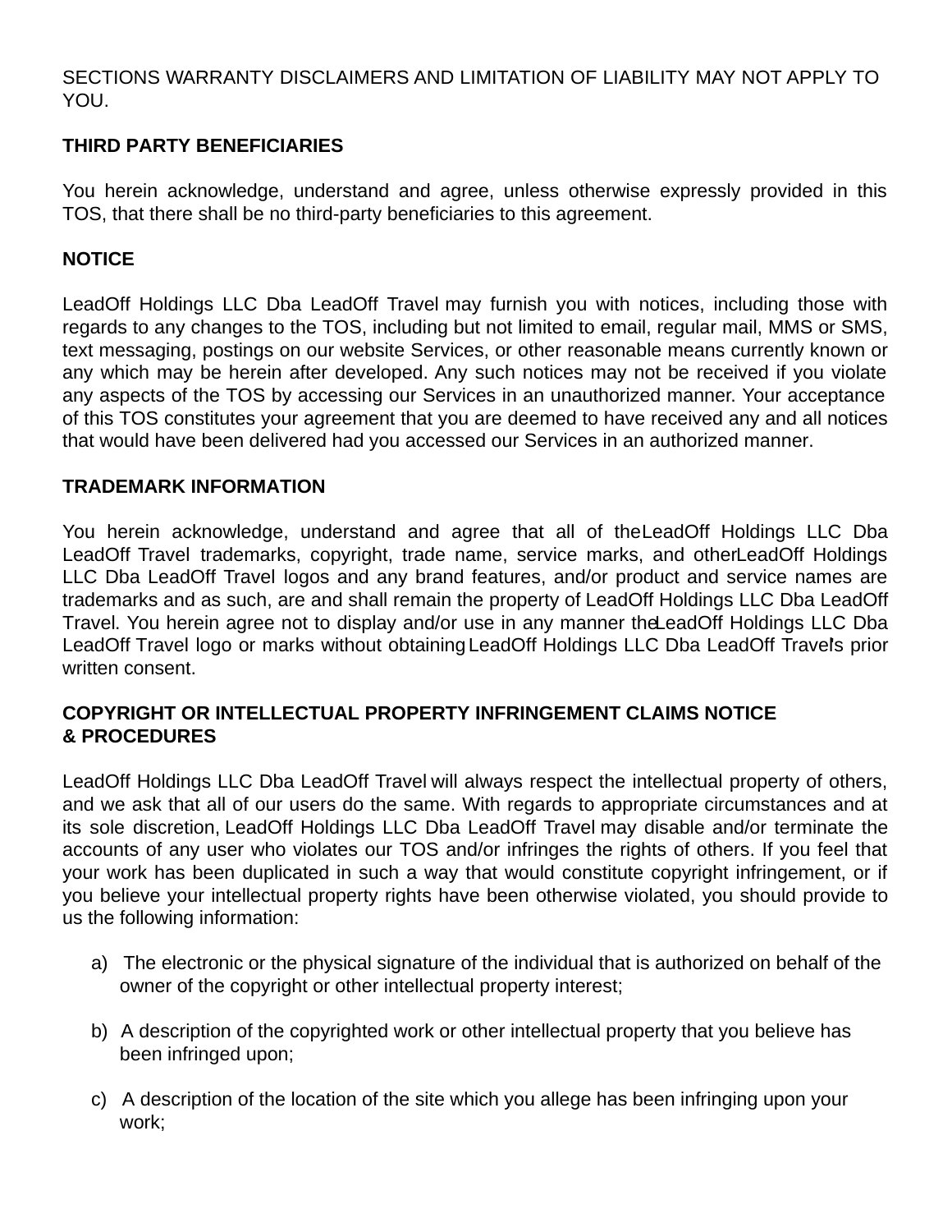SECTIONS WARRANTY DISCLAIMERS AND LIMITATION OF LIABILITY MAY NOT APPLY TO YOU.

**THIRD PARTY BENEFICIARIES**

You herein acknowledge, understand and agree, unless otherwise expressly provided in this TOS, that there shall be no third-party beneficiaries to this agreement.

**NOTICE**

LeadOff Holdings LLC Dba LeadOff Travel may furnish you with notices, including those with regards to any changes to the TOS, including but not limited to email, regular mail, MMS or SMS, text messaging, postings on our website Services, or other reasonable means currently known or any which may be herein after developed. Any such notices may not be received if you violate any aspects of the TOS by accessing our Services in an unauthorized manner. Your acceptance of this TOS constitutes your agreement that you are deemed to have received any and all notices that would have been delivered had you accessed our Services in an authorized manner.

**TRADEMARK INFORMATION**

You herein acknowledge, understand and agree that all of the LeadOff Holdings LLC Dba LeadOff Travel trademarks, copyright, trade name, service marks, and other LeadOff Holdings LLC Dba LeadOff Travel logos and any brand features, and/or product and service names are trademarks and as such, are and shall remain the property of LeadOff Holdings LLC Dba LeadOff Travel. You herein agree not to display and/or use in any manner the LeadOff Holdings LLC Dba LeadOff Travel logo or marks without obtaining LeadOff Holdings LLC Dba LeadOff Travel's prior written consent.

**COPYRIGHT OR INTELLECTUAL PROPERTY INFRINGEMENT CLAIMS NOTICE & PROCEDURES**

LeadOff Holdings LLC Dba LeadOff Travel will always respect the intellectual property of others, and we ask that all of our users do the same. With regards to appropriate circumstances and at its sole discretion, LeadOff Holdings LLC Dba LeadOff Travel may disable and/or terminate the accounts of any user who violates our TOS and/or infringes the rights of others. If you feel that your work has been duplicated in such a way that would constitute copyright infringement, or if you believe your intellectual property rights have been otherwise violated, you should provide to us the following information:

a) The electronic or the physical signature of the individual that is authorized on behalf of the owner of the copyright or other intellectual property interest;

b) A description of the copyrighted work or other intellectual property that you believe has been infringed upon;

c) A description of the location of the site which you allege has been infringing upon your work;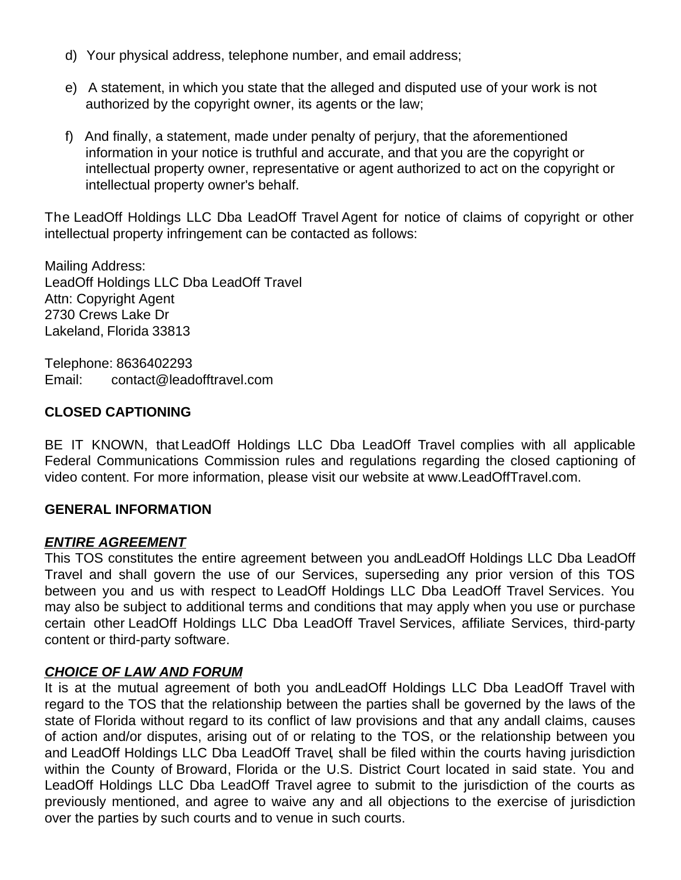d) Your physical address, telephone number, and email address;

e) A statement, in which you state that the alleged and disputed use of your work is not authorized by the copyright owner, its agents or the law;

f) And finally, a statement, made under penalty of perjury, that the aforementioned information in your notice is truthful and accurate, and that you are the copyright or intellectual property owner, representative or agent authorized to act on the copyright or intellectual property owner's behalf.

The LeadOff Holdings LLC Dba LeadOff Travel Agent for notice of claims of copyright or other intellectual property infringement can be contacted as follows:

Mailing Address:
LeadOff Holdings LLC Dba LeadOff Travel
Attn: Copyright Agent
2730 Crews Lake Dr
Lakeland, Florida 33813

Telephone: 8636402293
Email: contact@leadofftravel.com

**CLOSED CAPTIONING**

BE IT KNOWN, that LeadOff Holdings LLC Dba LeadOff Travel complies with all applicable Federal Communications Commission rules and regulations regarding the closed captioning of video content. For more information, please visit our website at www.LeadOffTravel.com.

**GENERAL INFORMATION**

***ENTIRE AGREEMENT***
This TOS constitutes the entire agreement between you andLeadOff Holdings LLC Dba LeadOff Travel and shall govern the use of our Services, superseding any prior version of this TOS between you and us with respect to LeadOff Holdings LLC Dba LeadOff Travel Services. You may also be subject to additional terms and conditions that may apply when you use or purchase certain other LeadOff Holdings LLC Dba LeadOff Travel Services, affiliate Services, third-party content or third-party software.

***CHOICE OF LAW AND FORUM***
It is at the mutual agreement of both you andLeadOff Holdings LLC Dba LeadOff Travel with regard to the TOS that the relationship between the parties shall be governed by the laws of the state of Florida without regard to its conflict of law provisions and that any andall claims, causes of action and/or disputes, arising out of or relating to the TOS, or the relationship between you and LeadOff Holdings LLC Dba LeadOff Travel, shall be filed within the courts having jurisdiction within the County of Broward, Florida or the U.S. District Court located in said state. You and LeadOff Holdings LLC Dba LeadOff Travel agree to submit to the jurisdiction of the courts as previously mentioned, and agree to waive any and all objections to the exercise of jurisdiction over the parties by such courts and to venue in such courts.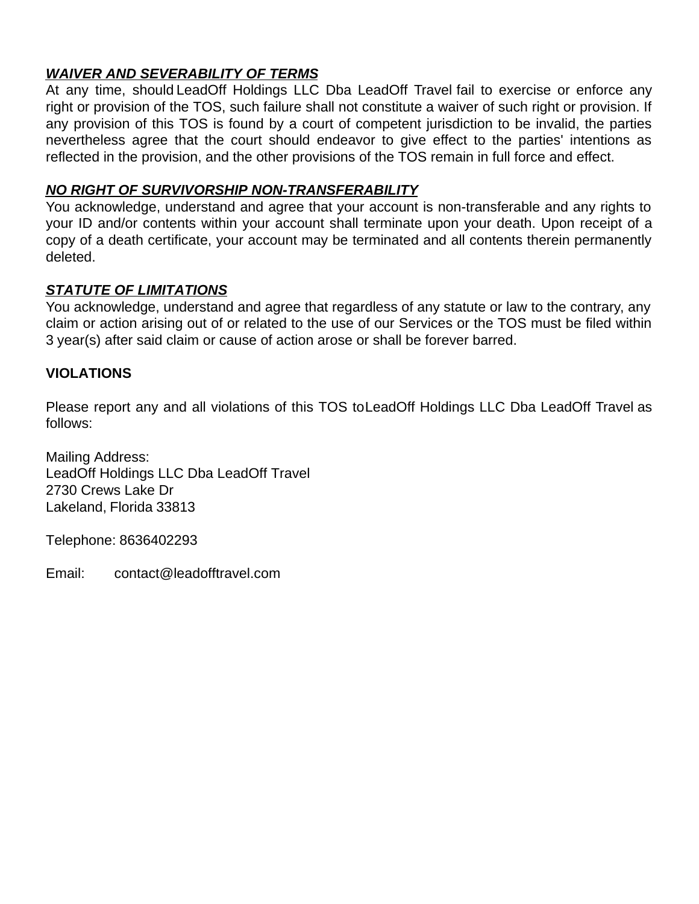***WAIVER AND SEVERABILITY OF TERMS***

At any time, should LeadOff Holdings LLC Dba LeadOff Travel fail to exercise or enforce any right or provision of the TOS, such failure shall not constitute a waiver of such right or provision. If any provision of this TOS is found by a court of competent jurisdiction to be invalid, the parties nevertheless agree that the court should endeavor to give effect to the parties' intentions as reflected in the provision, and the other provisions of the TOS remain in full force and effect.

***NO RIGHT OF SURVIVORSHIP NON-TRANSFERABILITY***

You acknowledge, understand and agree that your account is non-transferable and any rights to your ID and/or contents within your account shall terminate upon your death. Upon receipt of a copy of a death certificate, your account may be terminated and all contents therein permanently deleted.

***STATUTE OF LIMITATIONS***

You acknowledge, understand and agree that regardless of any statute or law to the contrary, any claim or action arising out of or related to the use of our Services or the TOS must be filed within 3 year(s) after said claim or cause of action arose or shall be forever barred.

**VIOLATIONS**

Please report any and all violations of this TOS to LeadOff Holdings LLC Dba LeadOff Travel as follows:

Mailing Address:
LeadOff Holdings LLC Dba LeadOff Travel
2730 Crews Lake Dr
Lakeland, Florida 33813

Telephone: 8636402293

Email: contact@leadofftravel.com